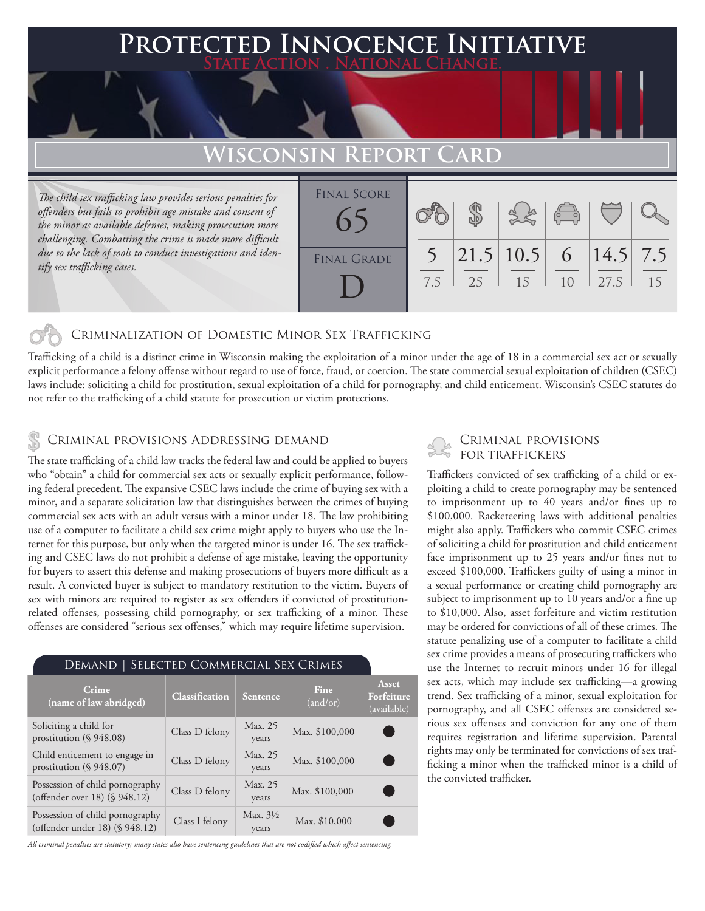# Protected Innocence Initiative

State Action . National Change.

## Wisconsin Report Card

*The child sex trafficking law provides serious penalties for offenders but fails to prohibit age mistake and consent of the minor as available defenses, making prosecution more challenging. Combatting the crime is made more difficult due to the lack of tools to conduct investigations and identify sex trafficking cases.*

| Final Score | Criminalization | Demand | Traffickers | Facilitators | Protective Provisions | Investigation |
|---|---|---|---|---|---|---|
| 65 | 5 / 7.5 | 21.5 / 25 | 10.5 / 15 | 6 / 10 | 14.5 / 27.5 | 7.5 / 15 |

Final Grade: D

### Criminalization of Domestic Minor Sex Trafficking

Trafficking of a child is a distinct crime in Wisconsin making the exploitation of a minor under the age of 18 in a commercial sex act or sexually explicit performance a felony offense without regard to use of force, fraud, or coercion. The state commercial sexual exploitation of children (CSEC) laws include: soliciting a child for prostitution, sexual exploitation of a child for pornography, and child enticement. Wisconsin's CSEC statutes do not refer to the trafficking of a child statute for prosecution or victim protections.

### Criminal provisions Addressing demand

The state trafficking of a child law tracks the federal law and could be applied to buyers who "obtain" a child for commercial sex acts or sexually explicit performance, following federal precedent. The expansive CSEC laws include the crime of buying sex with a minor, and a separate solicitation law that distinguishes between the crimes of buying commercial sex acts with an adult versus with a minor under 18. The law prohibiting use of a computer to facilitate a child sex crime might apply to buyers who use the Internet for this purpose, but only when the targeted minor is under 16. The sex trafficking and CSEC laws do not prohibit a defense of age mistake, leaving the opportunity for buyers to assert this defense and making prosecutions of buyers more difficult as a result. A convicted buyer is subject to mandatory restitution to the victim. Buyers of sex with minors are required to register as sex offenders if convicted of prostitution-related offenses, possessing child pornography, or sex trafficking of a minor. These offenses are considered "serious sex offenses," which may require lifetime supervision.

**Demand | Selected Commercial Sex Crimes**

| Crime (name of law abridged) | Classification | Sentence | Fine (and/or) | Asset Forfeiture (available) |
|---|---|---|---|---|
| Soliciting a child for prostitution (§ 948.08) | Class D felony | Max. 25 years | Max. $100,000 | ● |
| Child enticement to engage in prostitution (§ 948.07) | Class D felony | Max. 25 years | Max. $100,000 | ● |
| Possession of child pornography (offender over 18) (§ 948.12) | Class D felony | Max. 25 years | Max. $100,000 | ● |
| Possession of child pornography (offender under 18) (§ 948.12) | Class I felony | Max. 3½ years | Max. $10,000 | ● |

*All criminal penalties are statutory; many states also have sentencing guidelines that are not codified which affect sentencing.*

### Criminal provisions for traffickers

Traffickers convicted of sex trafficking of a child or exploiting a child to create pornography may be sentenced to imprisonment up to 40 years and/or fines up to $100,000. Racketeering laws with additional penalties might also apply. Traffickers who commit CSEC crimes of soliciting a child for prostitution and child enticement face imprisonment up to 25 years and/or fines not to exceed $100,000. Traffickers guilty of using a minor in a sexual performance or creating child pornography are subject to imprisonment up to 10 years and/or a fine up to $10,000. Also, asset forfeiture and victim restitution may be ordered for convictions of all of these crimes. The statute penalizing use of a computer to facilitate a child sex crime provides a means of prosecuting traffickers who use the Internet to recruit minors under 16 for illegal sex acts, which may include sex trafficking—a growing trend. Sex trafficking of a minor, sexual exploitation for pornography, and all CSEC offenses are considered serious sex offenses and conviction for any one of them requires registration and lifetime supervision. Parental rights may only be terminated for convictions of sex trafficking a minor when the trafficked minor is a child of the convicted trafficker.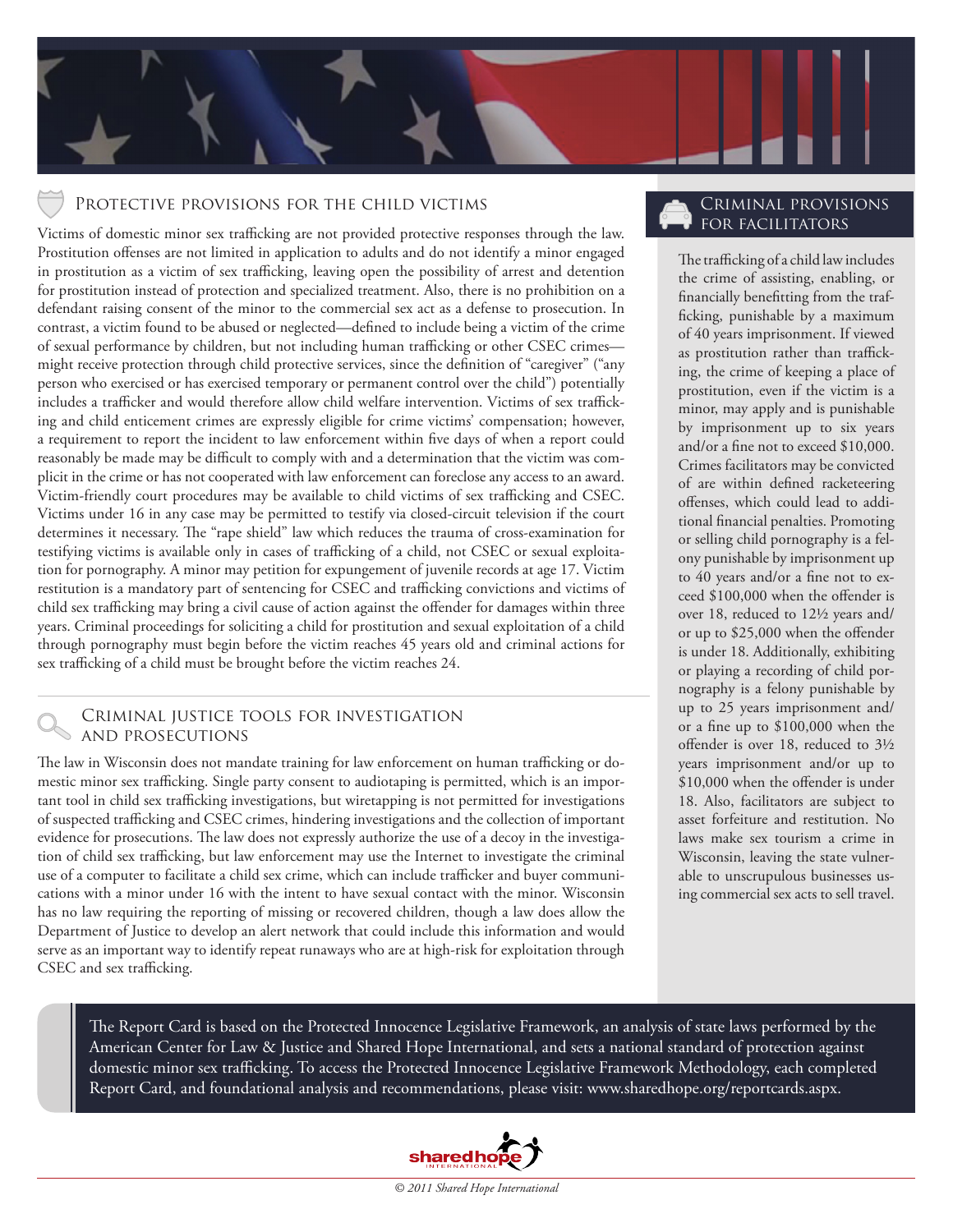## Protective provisions for the child victims

Victims of domestic minor sex trafficking are not provided protective responses through the law. Prostitution offenses are not limited in application to adults and do not identify a minor engaged in prostitution as a victim of sex trafficking, leaving open the possibility of arrest and detention for prostitution instead of protection and specialized treatment. Also, there is no prohibition on a defendant raising consent of the minor to the commercial sex act as a defense to prosecution. In contrast, a victim found to be abused or neglected—defined to include being a victim of the crime of sexual performance by children, but not including human trafficking or other CSEC crimes—might receive protection through child protective services, since the definition of "caregiver" ("any person who exercised or has exercised temporary or permanent control over the child") potentially includes a trafficker and would therefore allow child welfare intervention. Victims of sex trafficking and child enticement crimes are expressly eligible for crime victims' compensation; however, a requirement to report the incident to law enforcement within five days of when a report could reasonably be made may be difficult to comply with and a determination that the victim was complicit in the crime or has not cooperated with law enforcement can foreclose any access to an award. Victim-friendly court procedures may be available to child victims of sex trafficking and CSEC. Victims under 16 in any case may be permitted to testify via closed-circuit television if the court determines it necessary. The "rape shield" law which reduces the trauma of cross-examination for testifying victims is available only in cases of trafficking of a child, not CSEC or sexual exploitation for pornography. A minor may petition for expungement of juvenile records at age 17. Victim restitution is a mandatory part of sentencing for CSEC and trafficking convictions and victims of child sex trafficking may bring a civil cause of action against the offender for damages within three years. Criminal proceedings for soliciting a child for prostitution and sexual exploitation of a child through pornography must begin before the victim reaches 45 years old and criminal actions for sex trafficking of a child must be brought before the victim reaches 24.

## Criminal justice tools for investigation and prosecutions

The law in Wisconsin does not mandate training for law enforcement on human trafficking or domestic minor sex trafficking. Single party consent to audiotaping is permitted, which is an important tool in child sex trafficking investigations, but wiretapping is not permitted for investigations of suspected trafficking and CSEC crimes, hindering investigations and the collection of important evidence for prosecutions. The law does not expressly authorize the use of a decoy in the investigation of child sex trafficking, but law enforcement may use the Internet to investigate the criminal use of a computer to facilitate a child sex crime, which can include trafficker and buyer communications with a minor under 16 with the intent to have sexual contact with the minor. Wisconsin has no law requiring the reporting of missing or recovered children, though a law does allow the Department of Justice to develop an alert network that could include this information and would serve as an important way to identify repeat runaways who are at high-risk for exploitation through CSEC and sex trafficking.

## Criminal provisions for facilitators

The trafficking of a child law includes the crime of assisting, enabling, or financially benefitting from the trafficking, punishable by a maximum of 40 years imprisonment. If viewed as prostitution rather than trafficking, the crime of keeping a place of prostitution, even if the victim is a minor, may apply and is punishable by imprisonment up to six years and/or a fine not to exceed $10,000. Crimes facilitators may be convicted of are within defined racketeering offenses, which could lead to additional financial penalties. Promoting or selling child pornography is a felony punishable by imprisonment up to 40 years and/or a fine not to exceed $100,000 when the offender is over 18, reduced to 12½ years and/or up to $25,000 when the offender is under 18. Additionally, exhibiting or playing a recording of child pornography is a felony punishable by up to 25 years imprisonment and/or a fine up to $100,000 when the offender is over 18, reduced to 3½ years imprisonment and/or up to $10,000 when the offender is under 18. Also, facilitators are subject to asset forfeiture and restitution. No laws make sex tourism a crime in Wisconsin, leaving the state vulnerable to unscrupulous businesses using commercial sex acts to sell travel.

The Report Card is based on the Protected Innocence Legislative Framework, an analysis of state laws performed by the American Center for Law & Justice and Shared Hope International, and sets a national standard of protection against domestic minor sex trafficking. To access the Protected Innocence Legislative Framework Methodology, each completed Report Card, and foundational analysis and recommendations, please visit: www.sharedhope.org/reportcards.aspx.

shared hope INTERNATIONAL

*© 2011 Shared Hope International*